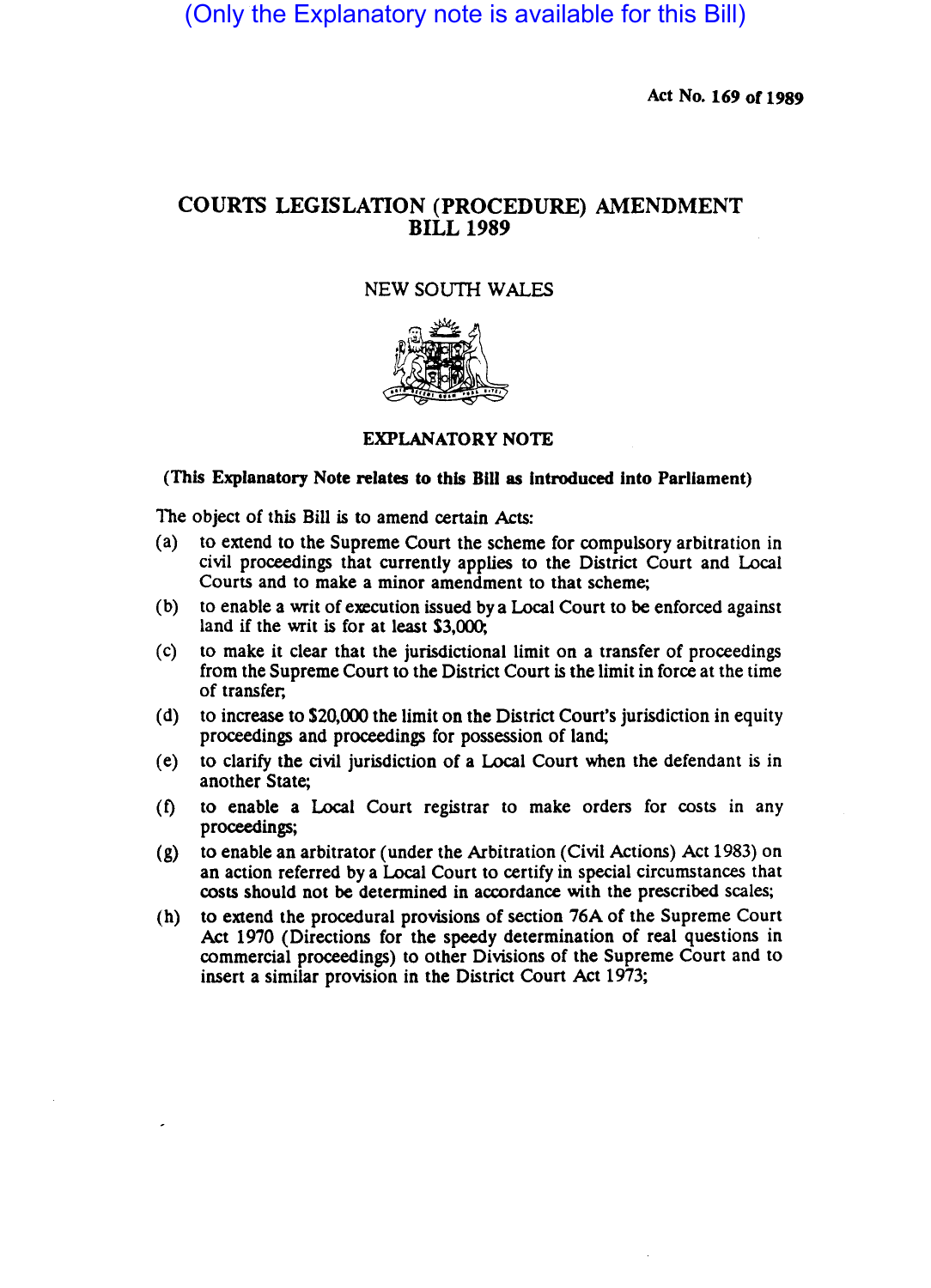(Only the Explanatory note is available for this Bill)

Act No. 169 of 1989

# COURTS LEGISLATION (PROCEDURE) AMENDMENT BILL 1989

NEW SOUTH WALES

## EXPLANATORY NOTE

**(This Explanatory Note relates to this Bill as introduced into Parliament)**

The object of this Bill is to amend certain Acts:

(a) to extend to the Supreme Court the scheme for compulsory arbitration in civil proceedings that currently applies to the District Court and Local Courts and to make a minor amendment to that scheme;

(b) to enable a writ of execution issued by a Local Court to be enforced against land if the writ is for at least $3,000;

(c) to make it clear that the jurisdictional limit on a transfer of proceedings from the Supreme Court to the District Court is the limit in force at the time of transfer;

(d) to increase to $20,000 the limit on the District Court's jurisdiction in equity proceedings and proceedings for possession of land;

(e) to clarify the civil jurisdiction of a Local Court when the defendant is in another State;

(f) to enable a Local Court registrar to make orders for costs in any proceedings;

(g) to enable an arbitrator (under the Arbitration (Civil Actions) Act 1983) on an action referred by a Local Court to certify in special circumstances that costs should not be determined in accordance with the prescribed scales;

(h) to extend the procedural provisions of section 76A of the Supreme Court Act 1970 (Directions for the speedy determination of real questions in commercial proceedings) to other Divisions of the Supreme Court and to insert a similar provision in the District Court Act 1973;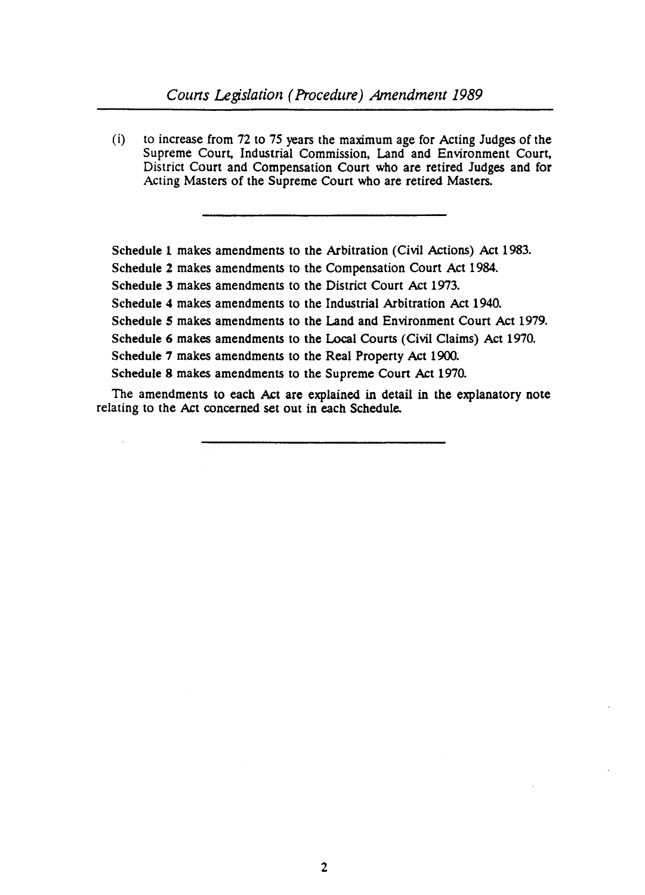(i) to increase from 72 to 75 years the maximum age for Acting Judges of the Supreme Court, Industrial Commission, Land and Environment Court, District Court and Compensation Court who are retired Judges and for Acting Masters of the Supreme Court who are retired Masters.

---

Schedule 1 makes amendments to the Arbitration (Civil Actions) Act 1983.

Schedule 2 makes amendments to the Compensation Court Act 1984.

Schedule 3 makes amendments to the District Court Act 1973.

Schedule 4 makes amendments to the Industrial Arbitration Act 1940.

Schedule 5 makes amendments to the Land and Environment Court Act 1979.

Schedule 6 makes amendments to the Local Courts (Civil Claims) Act 1970.

Schedule 7 makes amendments to the Real Property Act 1900.

Schedule 8 makes amendments to the Supreme Court Act 1970.

The amendments to each Act are explained in detail in the explanatory note relating to the Act concerned set out in each Schedule.

---